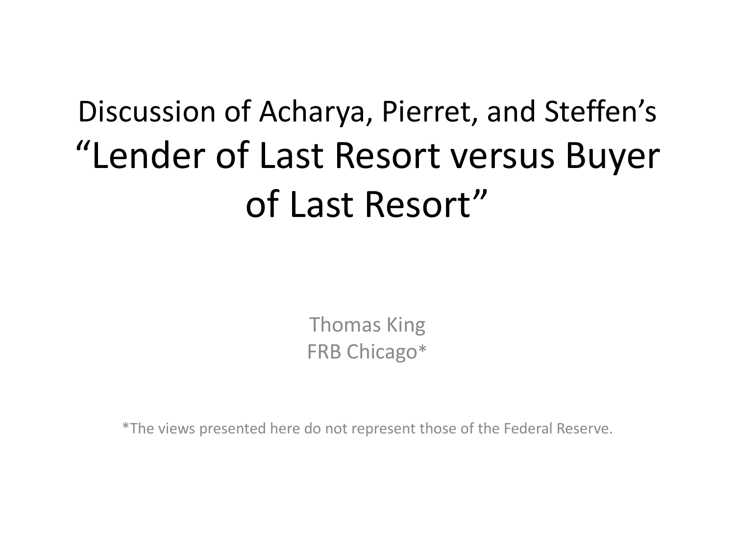# Discussion of Acharya, Pierret, and Steffen's "Lender of Last Resort versus Buyer of Last Resort"

Thomas King
FRB Chicago*

*The views presented here do not represent those of the Federal Reserve.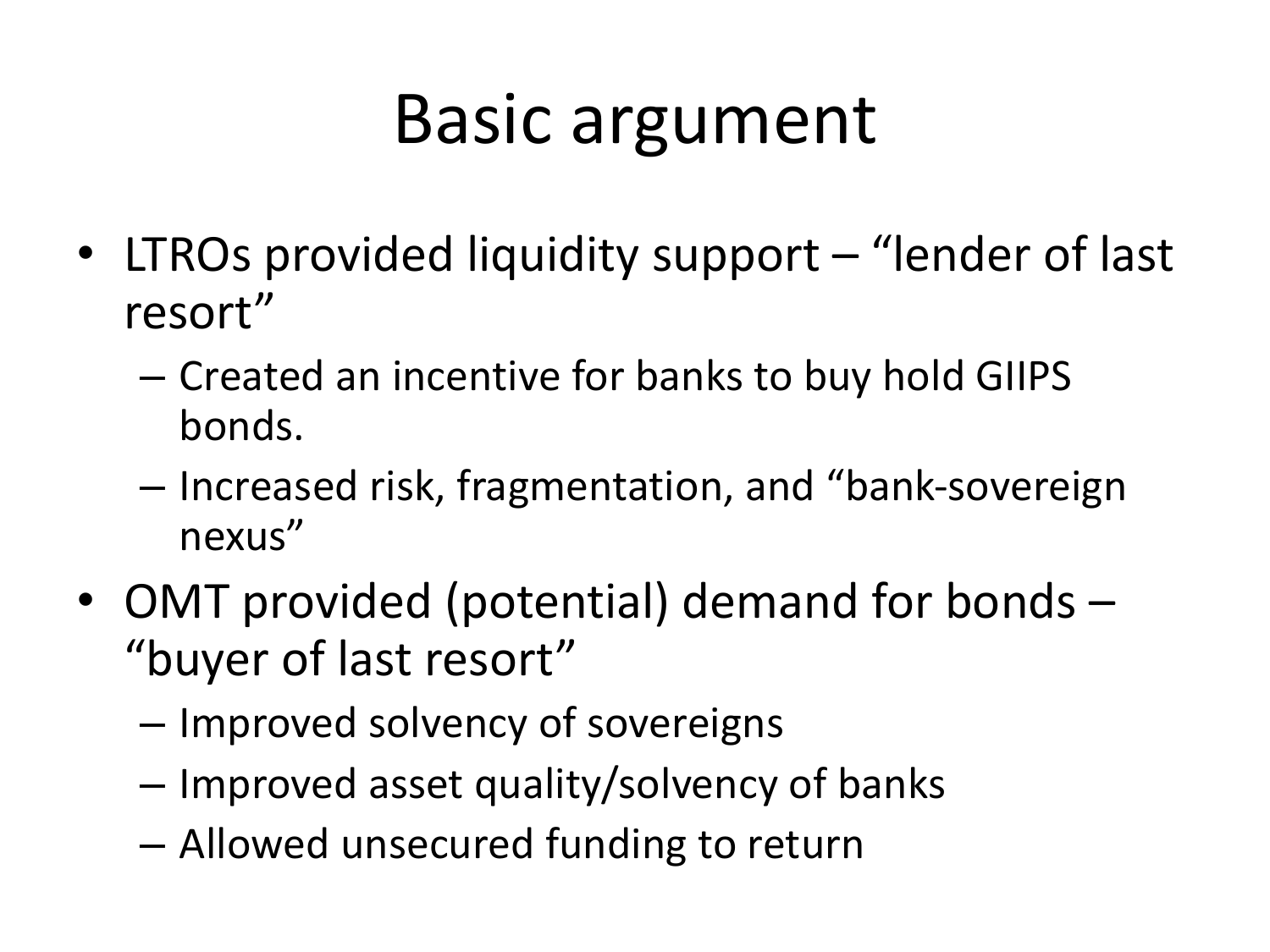# Basic argument

- LTROs provided liquidity support – "lender of last resort"
  - Created an incentive for banks to buy hold GIIPS bonds.
  - Increased risk, fragmentation, and "bank-sovereign nexus"
- OMT provided (potential) demand for bonds – "buyer of last resort"
  - Improved solvency of sovereigns
  - Improved asset quality/solvency of banks
  - Allowed unsecured funding to return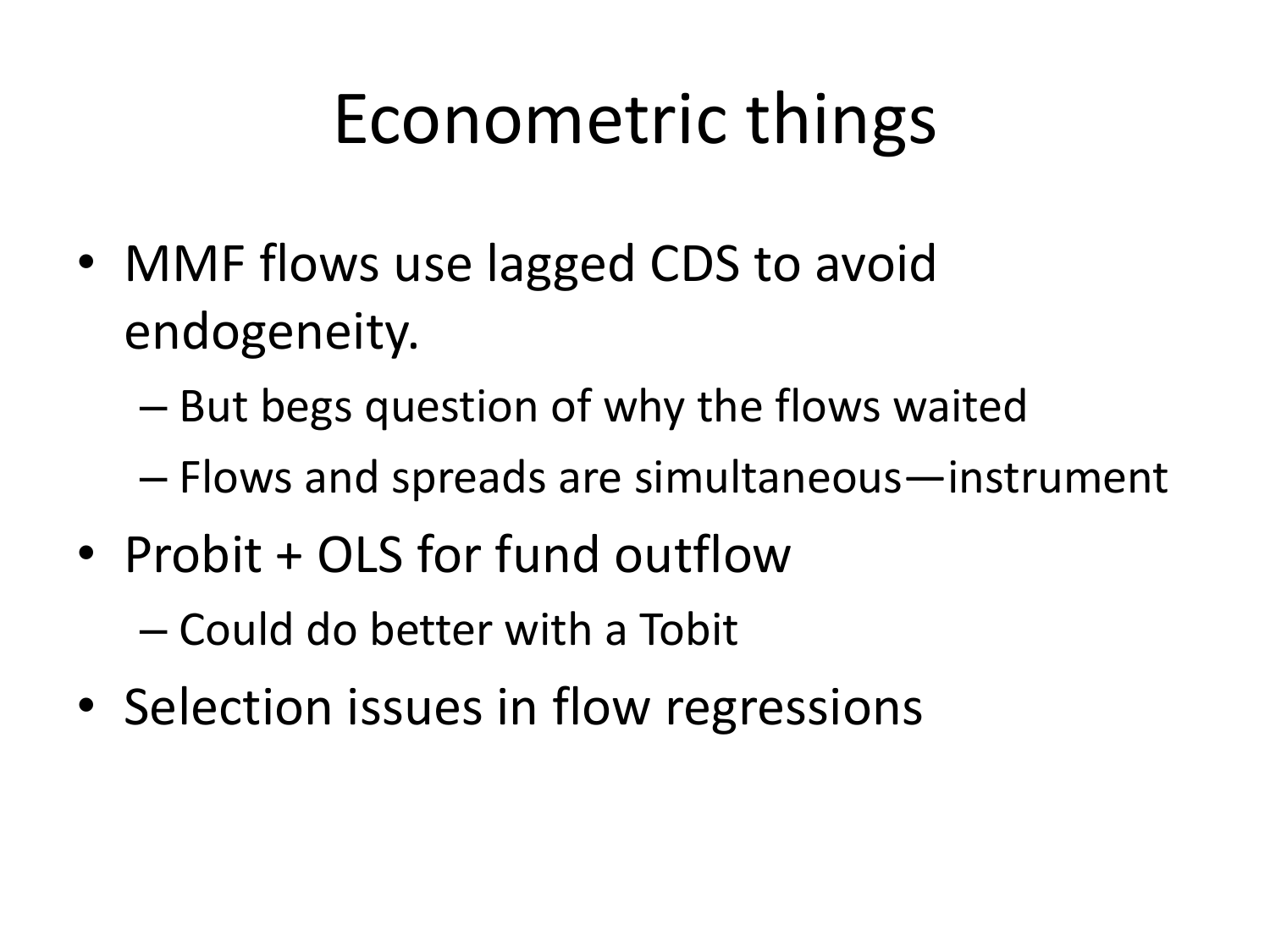# Econometric things

- MMF flows use lagged CDS to avoid endogeneity.
  - But begs question of why the flows waited
  - Flows and spreads are simultaneous—instrument
- Probit + OLS for fund outflow
  - Could do better with a Tobit
- Selection issues in flow regressions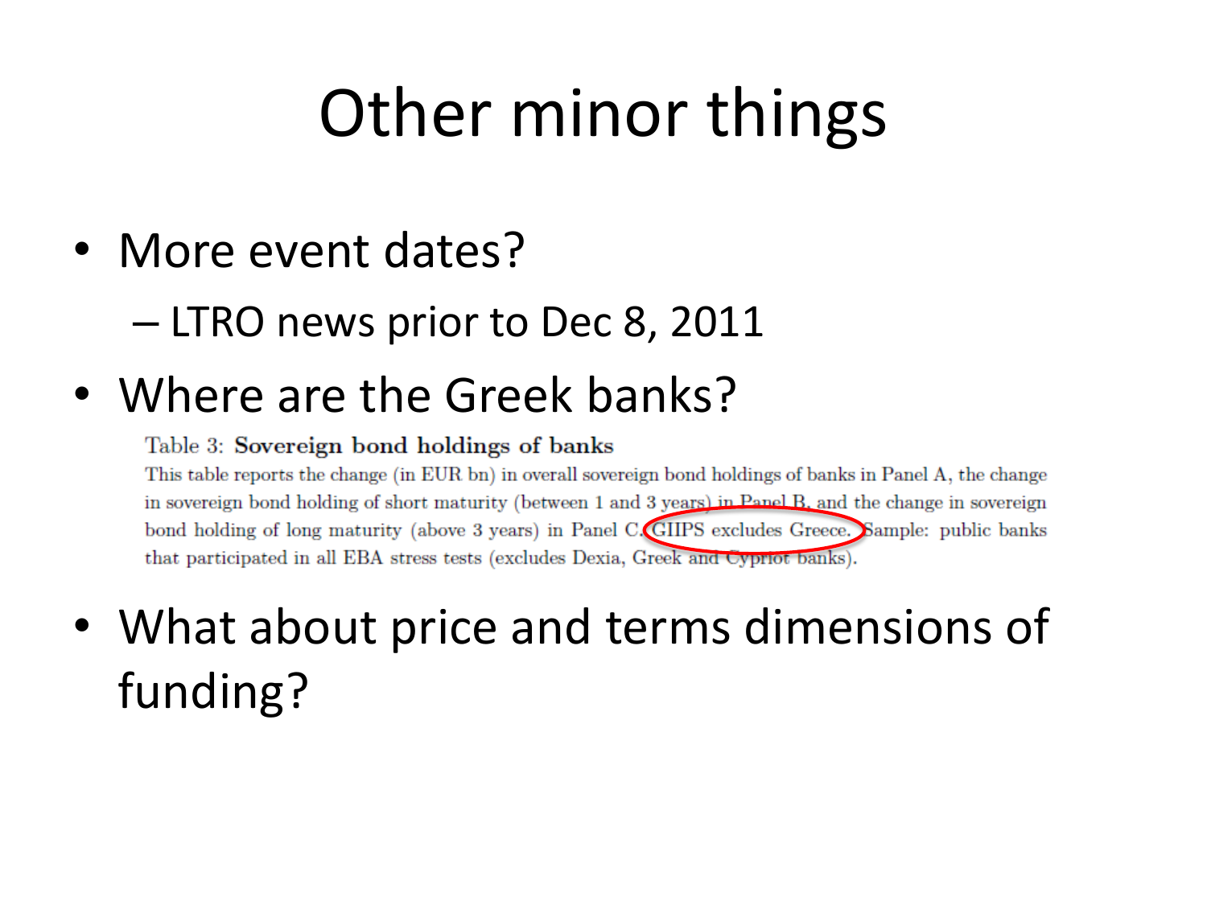# Other minor things

- More event dates?
  - LTRO news prior to Dec 8, 2011
- Where are the Greek banks?

  Table 3: **Sovereign bond holdings of banks**

  This table reports the change (in EUR bn) in overall sovereign bond holdings of banks in Panel A, the change in sovereign bond holding of short maturity (between 1 and 3 years) in Panel B, and the change in sovereign bond holding of long maturity (above 3 years) in Panel C. GIIPS excludes Greece. Sample: public banks that participated in all EBA stress tests (excludes Dexia, Greek and Cypriot banks).

- What about price and terms dimensions of funding?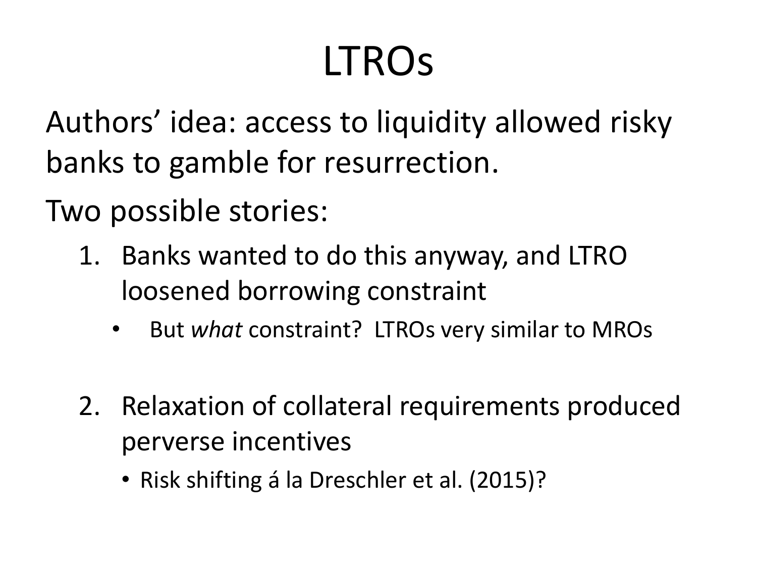# LTROs

Authors' idea: access to liquidity allowed risky banks to gamble for resurrection.

Two possible stories:

1. Banks wanted to do this anyway, and LTRO loosened borrowing constraint
   - But *what* constraint? LTROs very similar to MROs

2. Relaxation of collateral requirements produced perverse incentives
   - Risk shifting á la Dreschler et al. (2015)?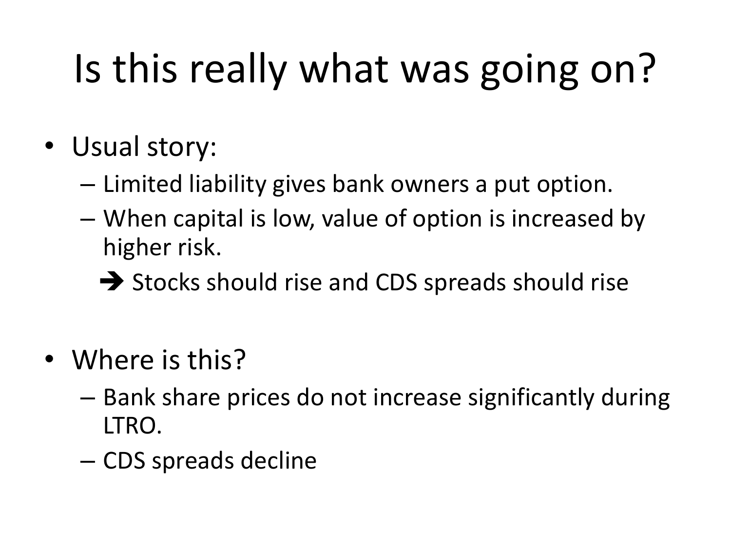# Is this really what was going on?

- Usual story:
  - Limited liability gives bank owners a put option.
  - When capital is low, value of option is increased by higher risk.
    - ➔ Stocks should rise and CDS spreads should rise
- Where is this?
  - Bank share prices do not increase significantly during LTRO.
  - CDS spreads decline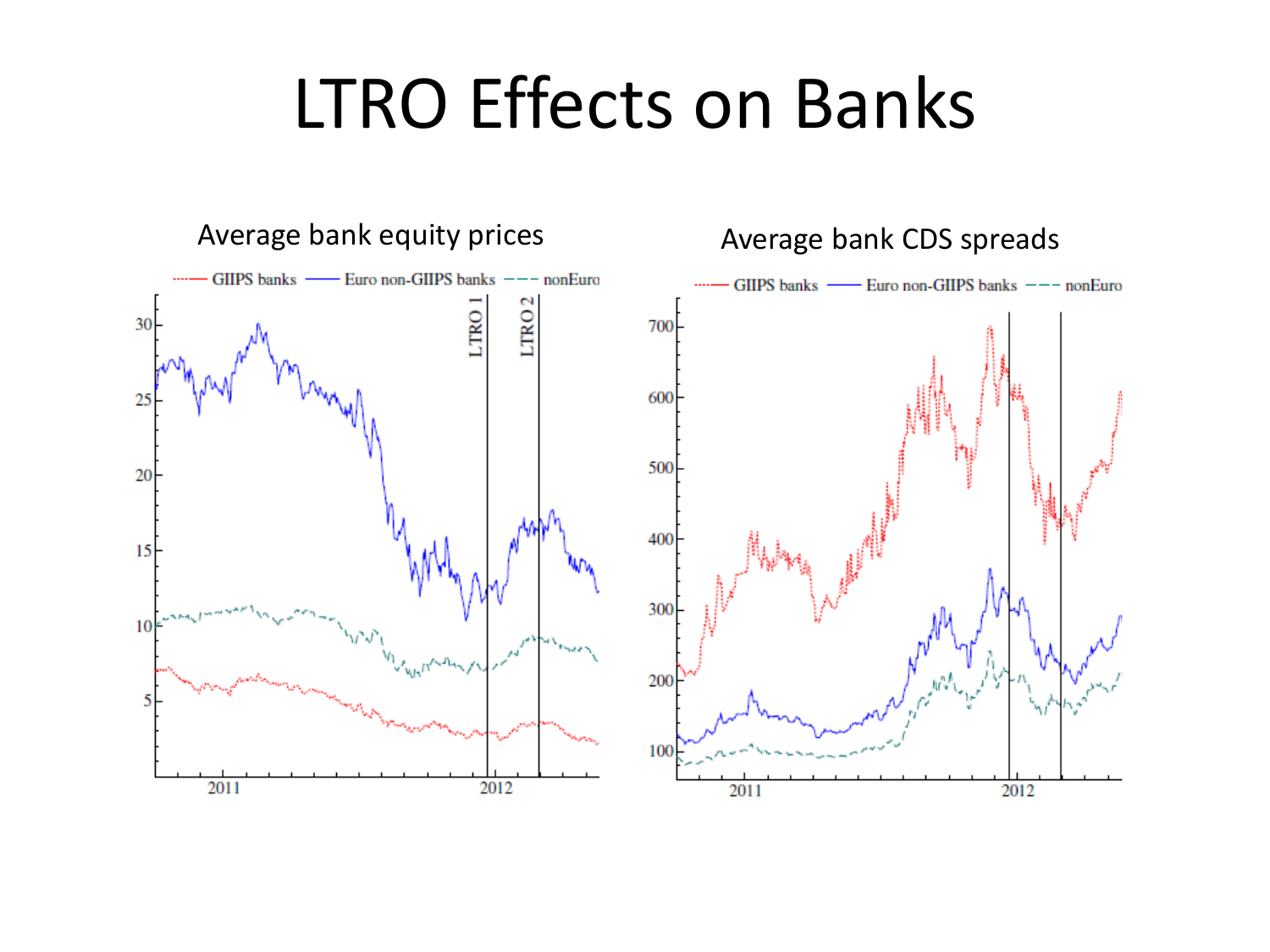# LTRO Effects on Banks

Average bank equity prices

Average bank CDS spreads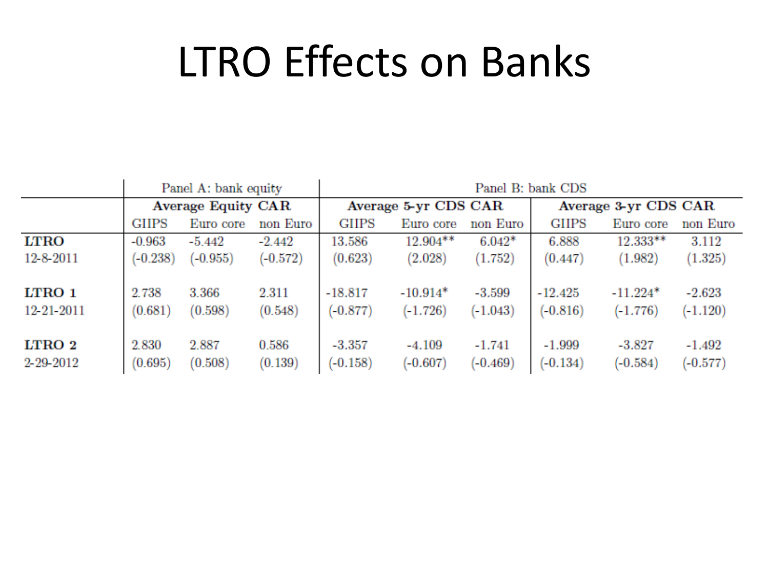# LTRO Effects on Banks

| | Panel A: bank equity | | | Panel B: bank CDS | | | | | |
|---|---|---|---|---|---|---|---|---|---|
| | Average Equity CAR | | | Average 5-yr CDS CAR | | | Average 3-yr CDS CAR | | |
| | GIIPS | Euro core | non Euro | GIIPS | Euro core | non Euro | GIIPS | Euro core | non Euro |
| **LTRO** | -0.963 | -5.442 | -2.442 | 13.586 | 12.904** | 6.042* | 6.888 | 12.333** | 3.112 |
| 12-8-2011 | (-0.238) | (-0.955) | (-0.572) | (0.623) | (2.028) | (1.752) | (0.447) | (1.982) | (1.325) |
| **LTRO 1** | 2.738 | 3.366 | 2.311 | -18.817 | -10.914* | -3.599 | -12.425 | -11.224* | -2.623 |
| 12-21-2011 | (0.681) | (0.598) | (0.548) | (-0.877) | (-1.726) | (-1.043) | (-0.816) | (-1.776) | (-1.120) |
| **LTRO 2** | 2.830 | 2.887 | 0.586 | -3.357 | -4.109 | -1.741 | -1.999 | -3.827 | -1.492 |
| 2-29-2012 | (0.695) | (0.508) | (0.139) | (-0.158) | (-0.607) | (-0.469) | (-0.134) | (-0.584) | (-0.577) |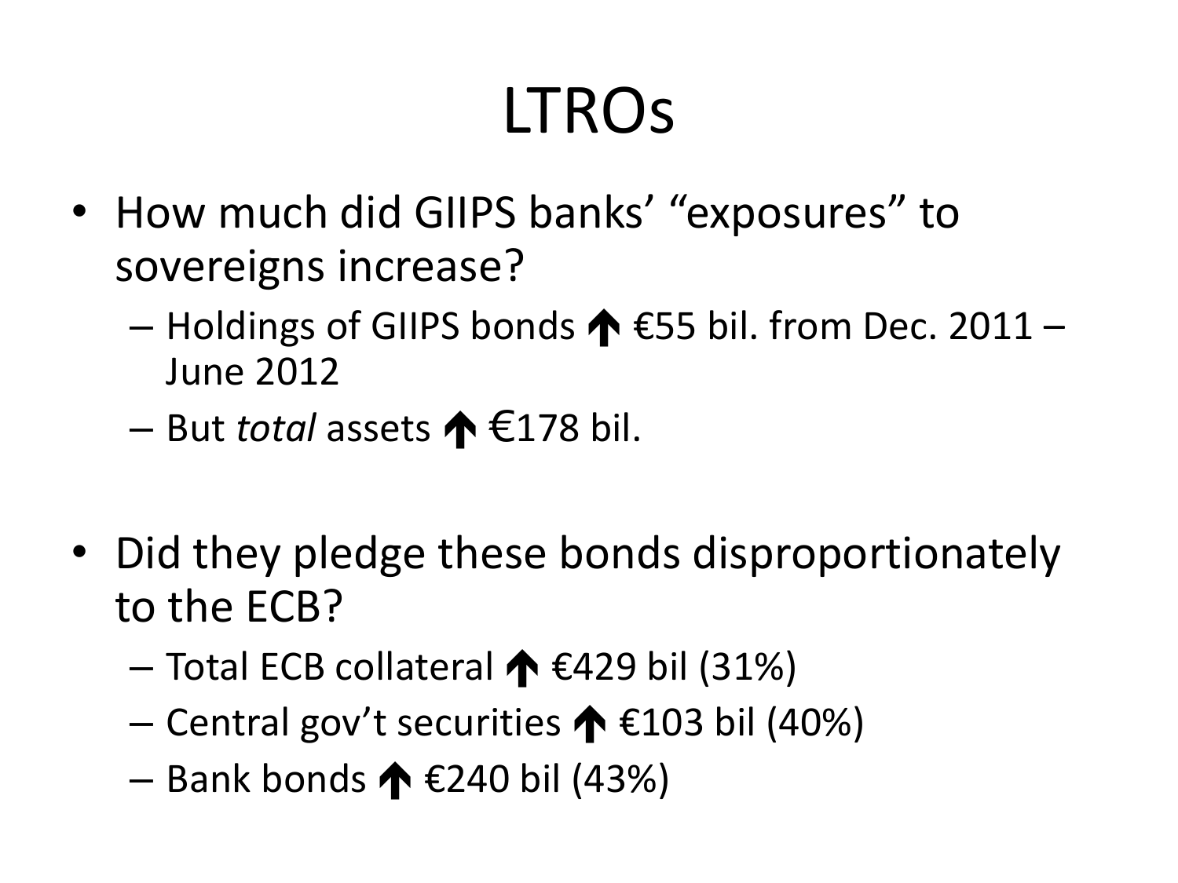# LTROs

- How much did GIIPS banks' "exposures" to sovereigns increase?
  - Holdings of GIIPS bonds ↑ €55 bil. from Dec. 2011 – June 2012
  - But *total* assets ↑ €178 bil.

- Did they pledge these bonds disproportionately to the ECB?
  - Total ECB collateral ↑ €429 bil (31%)
  - Central gov't securities ↑ €103 bil (40%)
  - Bank bonds ↑ €240 bil (43%)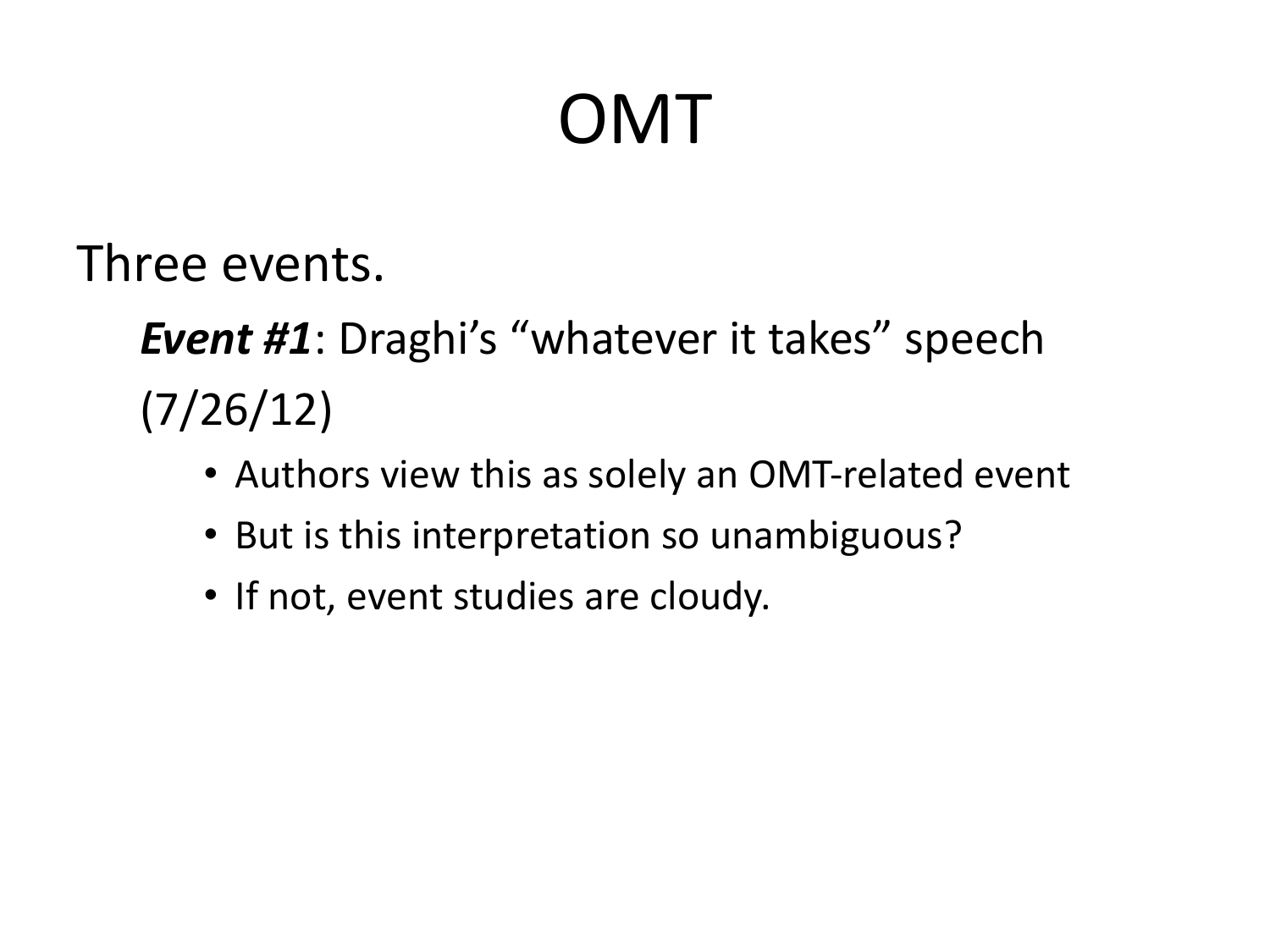# OMT

Three events.

***Event #1***: Draghi's "whatever it takes" speech (7/26/12)

- Authors view this as solely an OMT-related event
- But is this interpretation so unambiguous?
- If not, event studies are cloudy.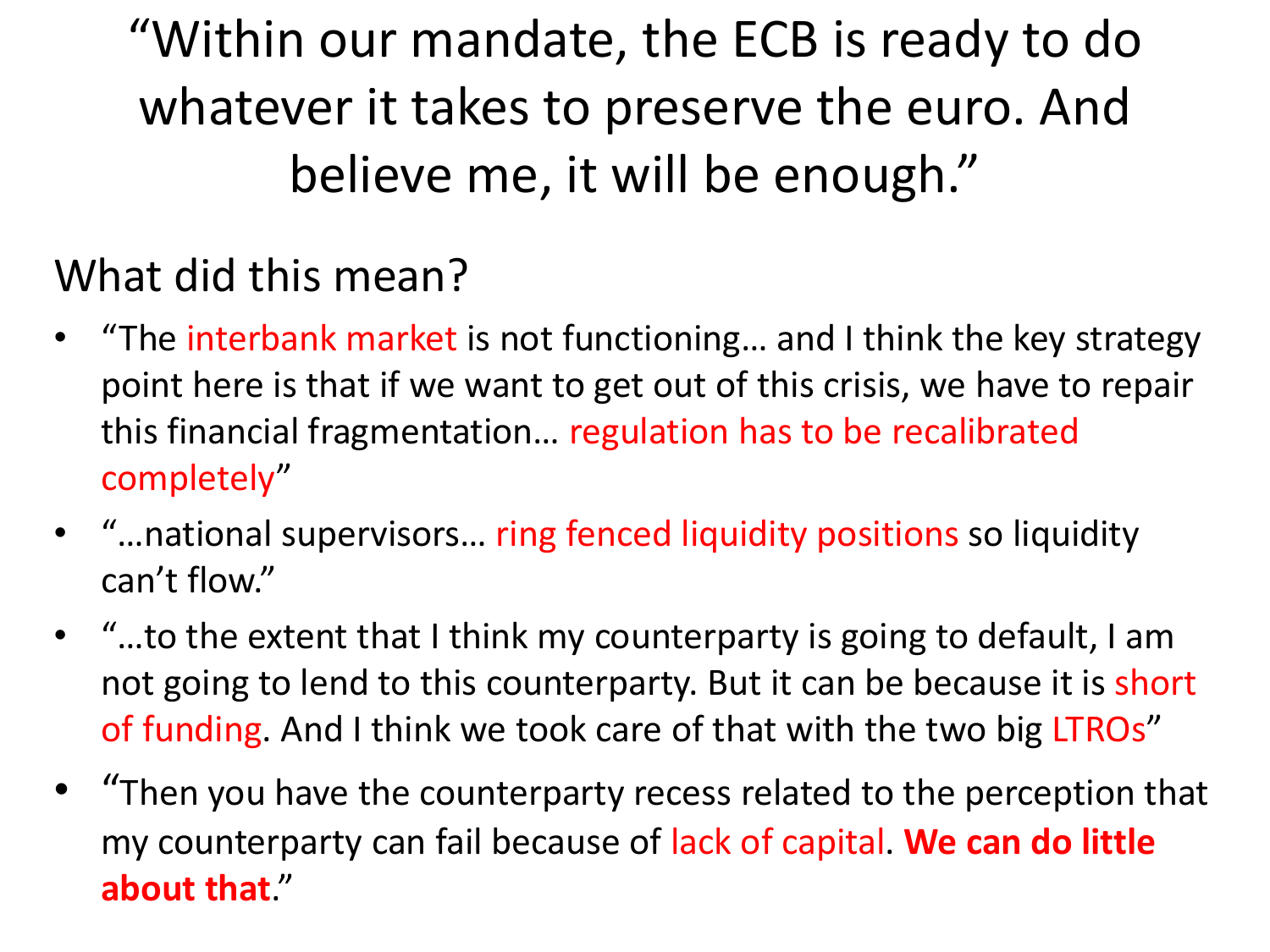# "Within our mandate, the ECB is ready to do whatever it takes to preserve the euro. And believe me, it will be enough."

## What did this mean?

- "The interbank market is not functioning… and I think the key strategy point here is that if we want to get out of this crisis, we have to repair this financial fragmentation… regulation has to be recalibrated completely"
- "…national supervisors… ring fenced liquidity positions so liquidity can't flow."
- "…to the extent that I think my counterparty is going to default, I am not going to lend to this counterparty. But it can be because it is short of funding. And I think we took care of that with the two big LTROs"
- "Then you have the counterparty recess related to the perception that my counterparty can fail because of lack of capital. **We can do little about that**."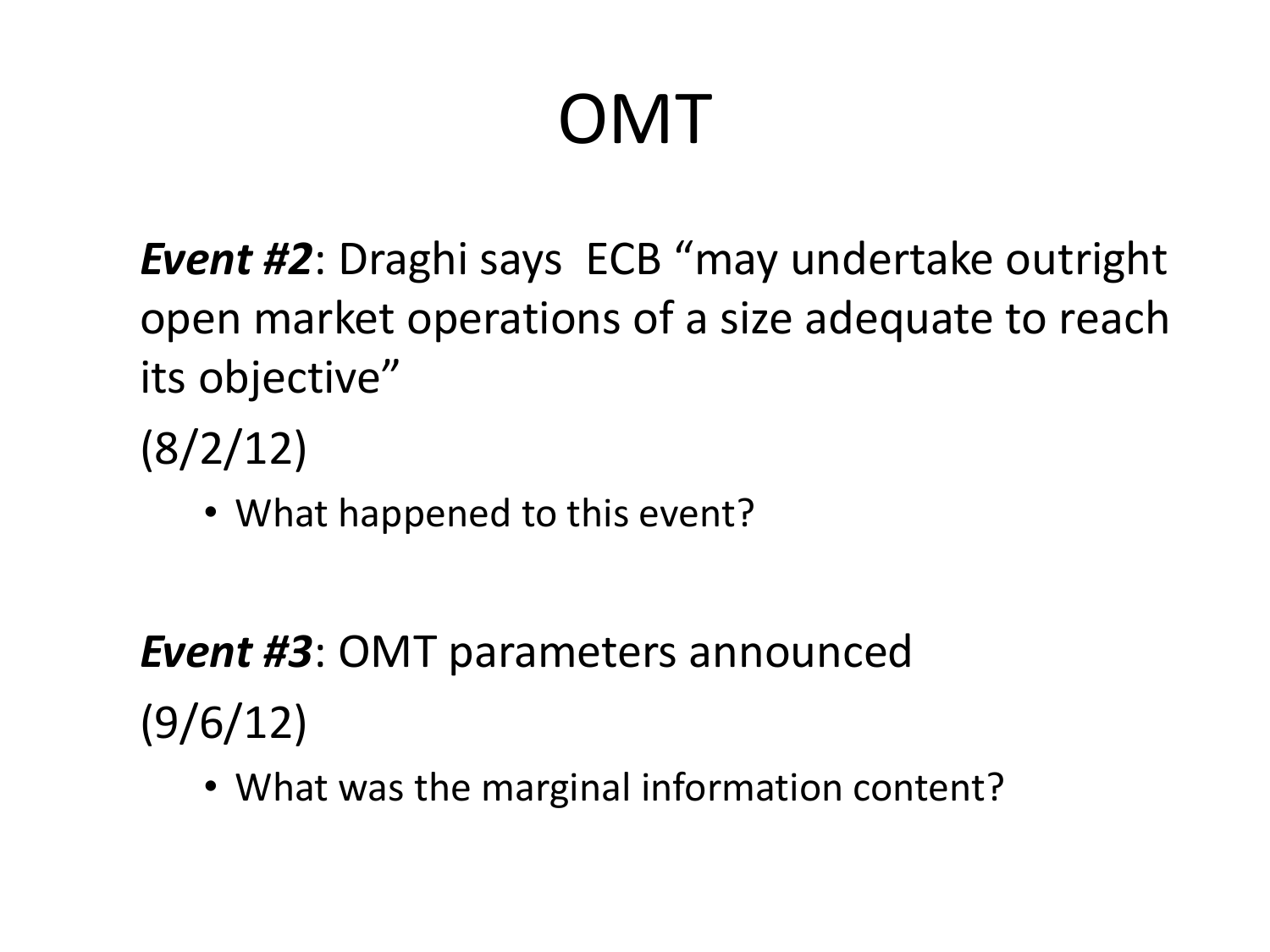# OMT

***Event #2***: Draghi says ECB "may undertake outright open market operations of a size adequate to reach its objective"

(8/2/12)

- What happened to this event?

***Event #3***: OMT parameters announced

(9/6/12)

- What was the marginal information content?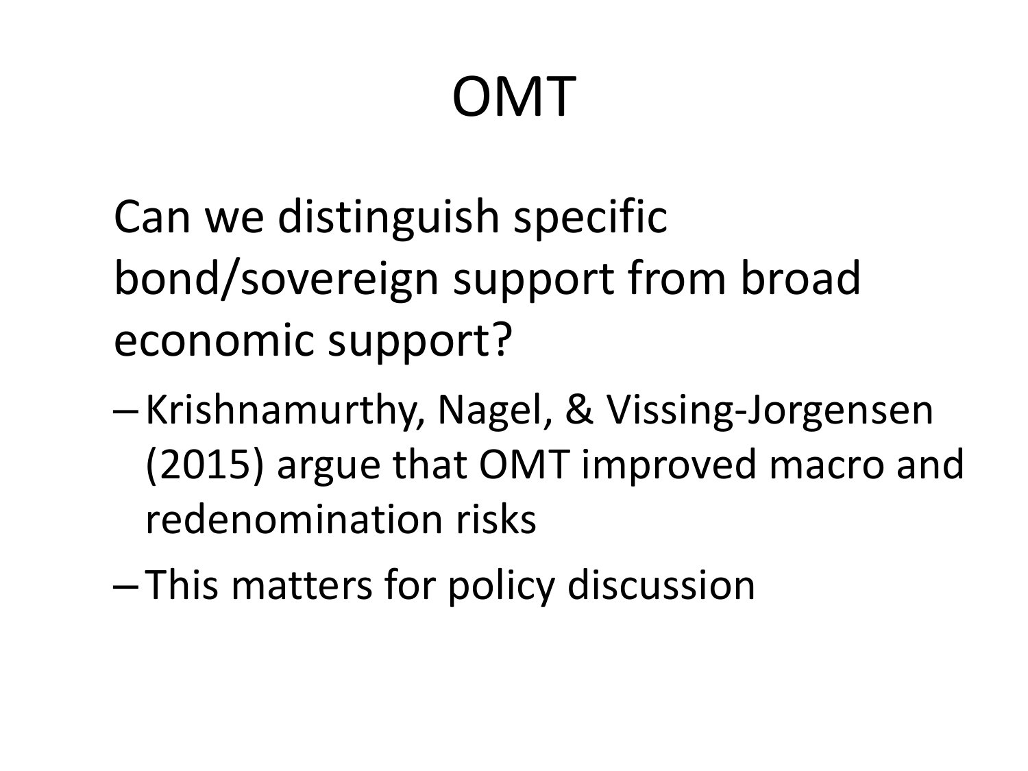# OMT

Can we distinguish specific bond/sovereign support from broad economic support?

- Krishnamurthy, Nagel, & Vissing-Jorgensen (2015) argue that OMT improved macro and redenomination risks
- This matters for policy discussion